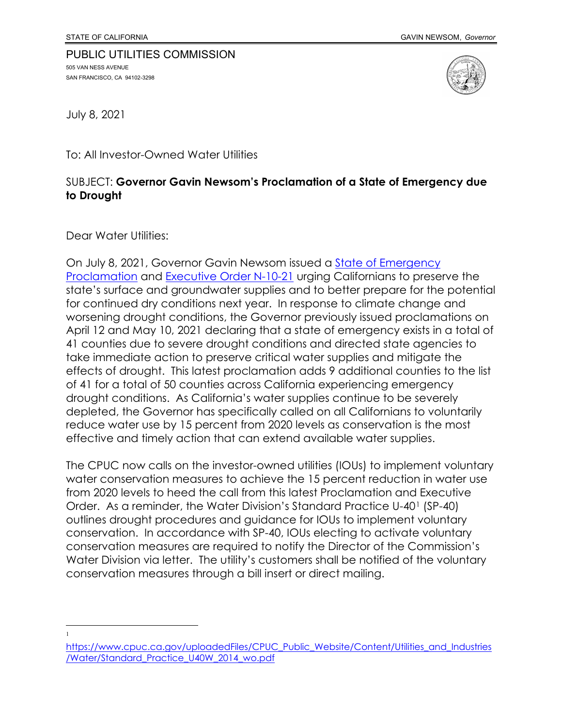STATE OF CALIFORNIA GAVIN NEWSOM, *Governor*

PUBLIC UTILITIES COMMISSION
505 VAN NESS AVENUE
SAN FRANCISCO, CA 94102-3298

July 8, 2021

To: All Investor-Owned Water Utilities

SUBJECT: **Governor Gavin Newsom's Proclamation of a State of Emergency due to Drought**

Dear Water Utilities:

On July 8, 2021, Governor Gavin Newsom issued a State of Emergency Proclamation and Executive Order N-10-21 urging Californians to preserve the state's surface and groundwater supplies and to better prepare for the potential for continued dry conditions next year. In response to climate change and worsening drought conditions, the Governor previously issued proclamations on April 12 and May 10, 2021 declaring that a state of emergency exists in a total of 41 counties due to severe drought conditions and directed state agencies to take immediate action to preserve critical water supplies and mitigate the effects of drought. This latest proclamation adds 9 additional counties to the list of 41 for a total of 50 counties across California experiencing emergency drought conditions. As California's water supplies continue to be severely depleted, the Governor has specifically called on all Californians to voluntarily reduce water use by 15 percent from 2020 levels as conservation is the most effective and timely action that can extend available water supplies.

The CPUC now calls on the investor-owned utilities (IOUs) to implement voluntary water conservation measures to achieve the 15 percent reduction in water use from 2020 levels to heed the call from this latest Proclamation and Executive Order. As a reminder, the Water Division's Standard Practice U-40[1] (SP-40) outlines drought procedures and guidance for IOUs to implement voluntary conservation. In accordance with SP-40, IOUs electing to activate voluntary conservation measures are required to notify the Director of the Commission's Water Division via letter. The utility's customers shall be notified of the voluntary conservation measures through a bill insert or direct mailing.

---

[1] https://www.cpuc.ca.gov/uploadedFiles/CPUC_Public_Website/Content/Utilities_and_Industries/Water/Standard_Practice_U40W_2014_wo.pdf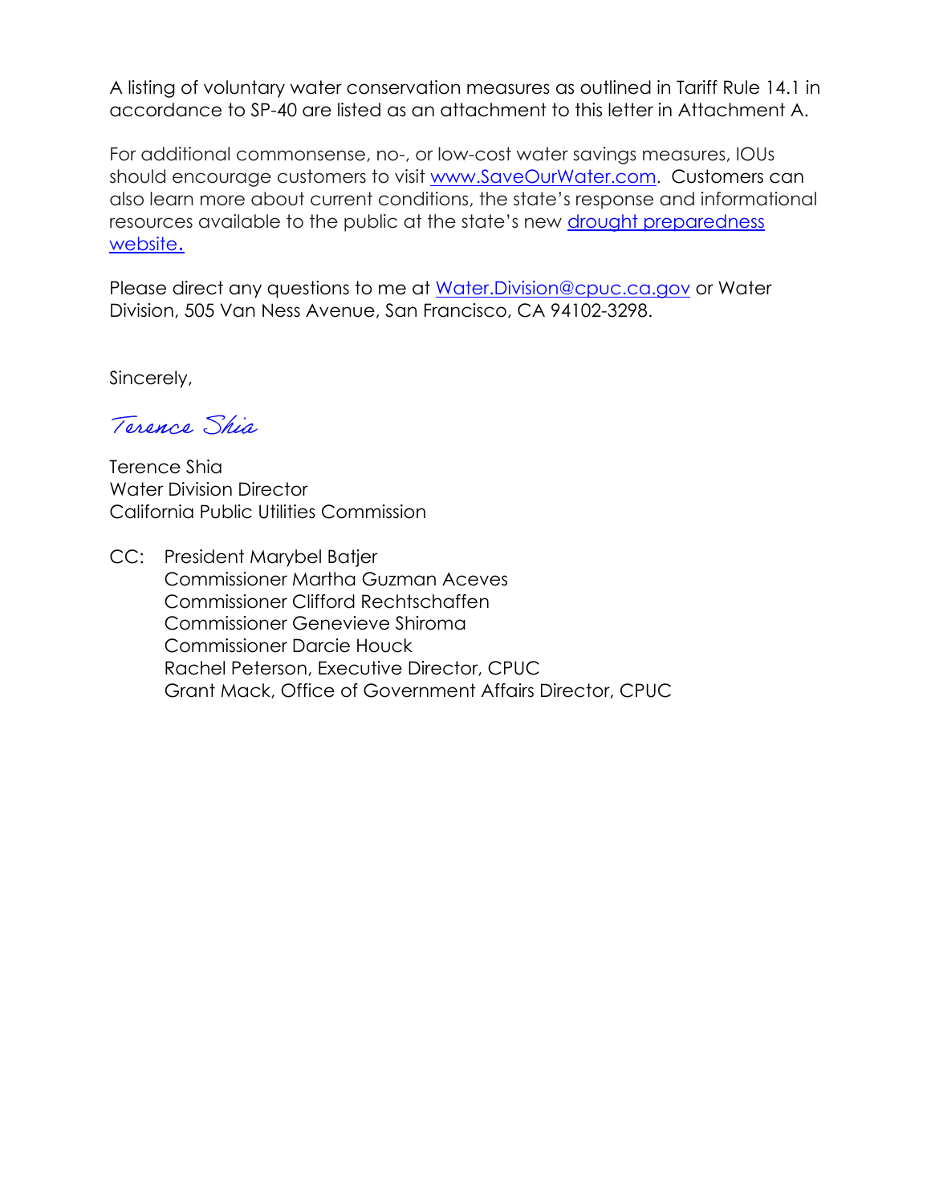A listing of voluntary water conservation measures as outlined in Tariff Rule 14.1 in accordance to SP-40 are listed as an attachment to this letter in Attachment A.

For additional commonsense, no-, or low-cost water savings measures, IOUs should encourage customers to visit [www.SaveOurWater.com](www.SaveOurWater.com). Customers can also learn more about current conditions, the state's response and informational resources available to the public at the state's new [drought preparedness website.]()

Please direct any questions to me at [Water.Division@cpuc.ca.gov](mailto:Water.Division@cpuc.ca.gov) or Water Division, 505 Van Ness Avenue, San Francisco, CA 94102-3298.

Sincerely,

*Terence Shia*

Terence Shia
Water Division Director
California Public Utilities Commission

CC: President Marybel Batjer
Commissioner Martha Guzman Aceves
Commissioner Clifford Rechtschaffen
Commissioner Genevieve Shiroma
Commissioner Darcie Houck
Rachel Peterson, Executive Director, CPUC
Grant Mack, Office of Government Affairs Director, CPUC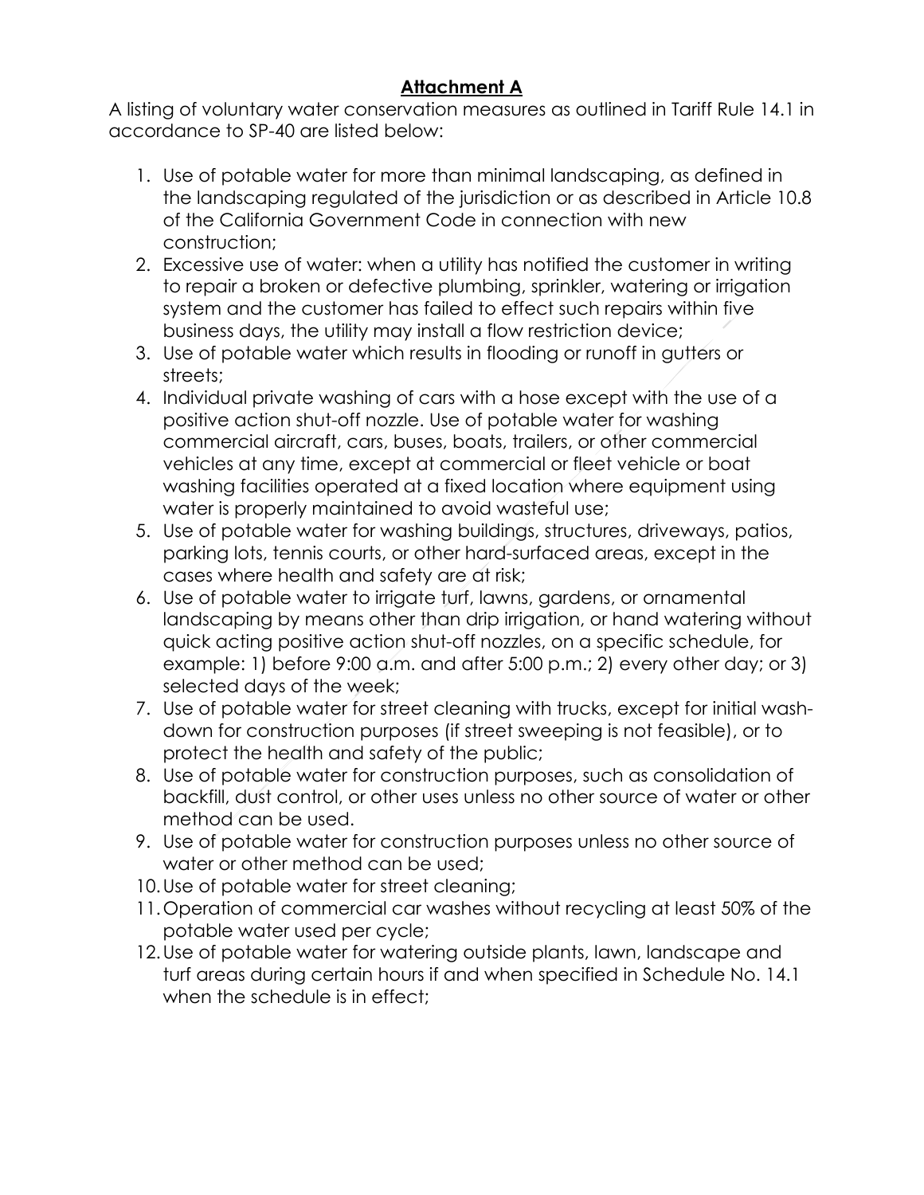**Attachment A**

A listing of voluntary water conservation measures as outlined in Tariff Rule 14.1 in accordance to SP-40 are listed below:

1. Use of potable water for more than minimal landscaping, as defined in the landscaping regulated of the jurisdiction or as described in Article 10.8 of the California Government Code in connection with new construction;
2. Excessive use of water: when a utility has notified the customer in writing to repair a broken or defective plumbing, sprinkler, watering or irrigation system and the customer has failed to effect such repairs within five business days, the utility may install a flow restriction device;
3. Use of potable water which results in flooding or runoff in gutters or streets;
4. Individual private washing of cars with a hose except with the use of a positive action shut-off nozzle. Use of potable water for washing commercial aircraft, cars, buses, boats, trailers, or other commercial vehicles at any time, except at commercial or fleet vehicle or boat washing facilities operated at a fixed location where equipment using water is properly maintained to avoid wasteful use;
5. Use of potable water for washing buildings, structures, driveways, patios, parking lots, tennis courts, or other hard-surfaced areas, except in the cases where health and safety are at risk;
6. Use of potable water to irrigate turf, lawns, gardens, or ornamental landscaping by means other than drip irrigation, or hand watering without quick acting positive action shut-off nozzles, on a specific schedule, for example: 1) before 9:00 a.m. and after 5:00 p.m.; 2) every other day; or 3) selected days of the week;
7. Use of potable water for street cleaning with trucks, except for initial wash-down for construction purposes (if street sweeping is not feasible), or to protect the health and safety of the public;
8. Use of potable water for construction purposes, such as consolidation of backfill, dust control, or other uses unless no other source of water or other method can be used.
9. Use of potable water for construction purposes unless no other source of water or other method can be used;
10. Use of potable water for street cleaning;
11. Operation of commercial car washes without recycling at least 50% of the potable water used per cycle;
12. Use of potable water for watering outside plants, lawn, landscape and turf areas during certain hours if and when specified in Schedule No. 14.1 when the schedule is in effect;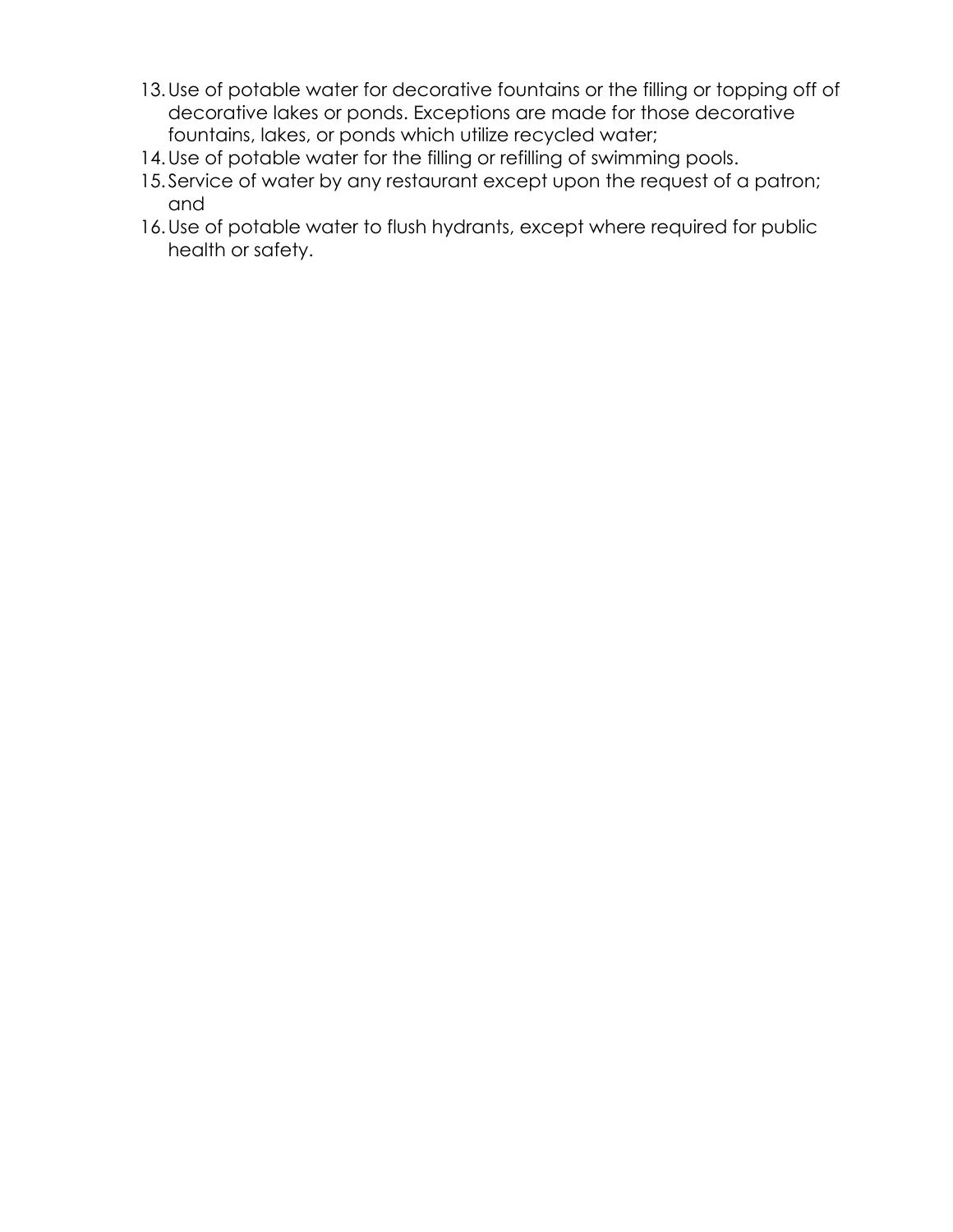13. Use of potable water for decorative fountains or the filling or topping off of decorative lakes or ponds. Exceptions are made for those decorative fountains, lakes, or ponds which utilize recycled water;
14. Use of potable water for the filling or refilling of swimming pools.
15. Service of water by any restaurant except upon the request of a patron; and
16. Use of potable water to flush hydrants, except where required for public health or safety.